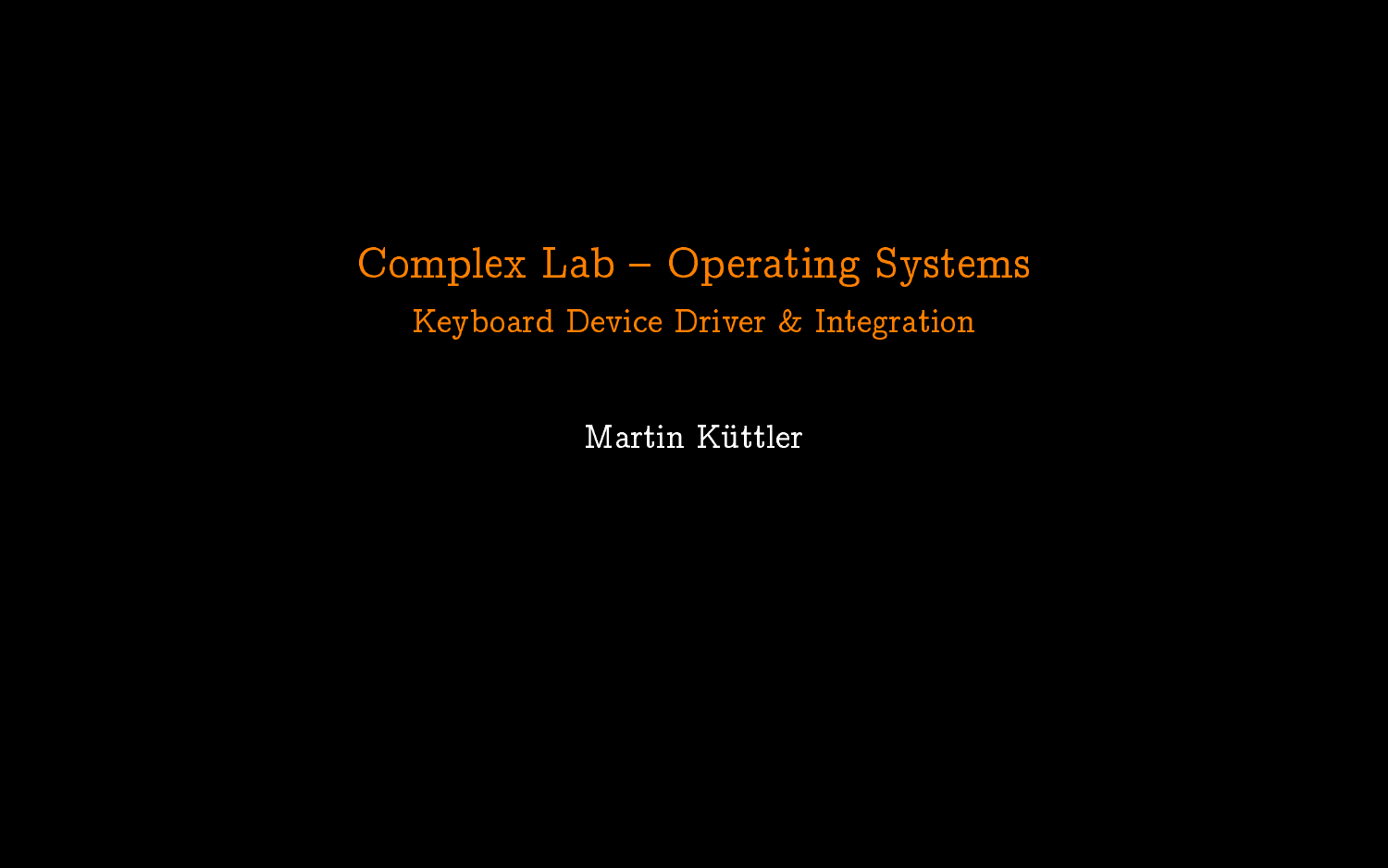# Complex Lab – Operating Systems

## Keyboard Device Driver & Integration

Martin Küttler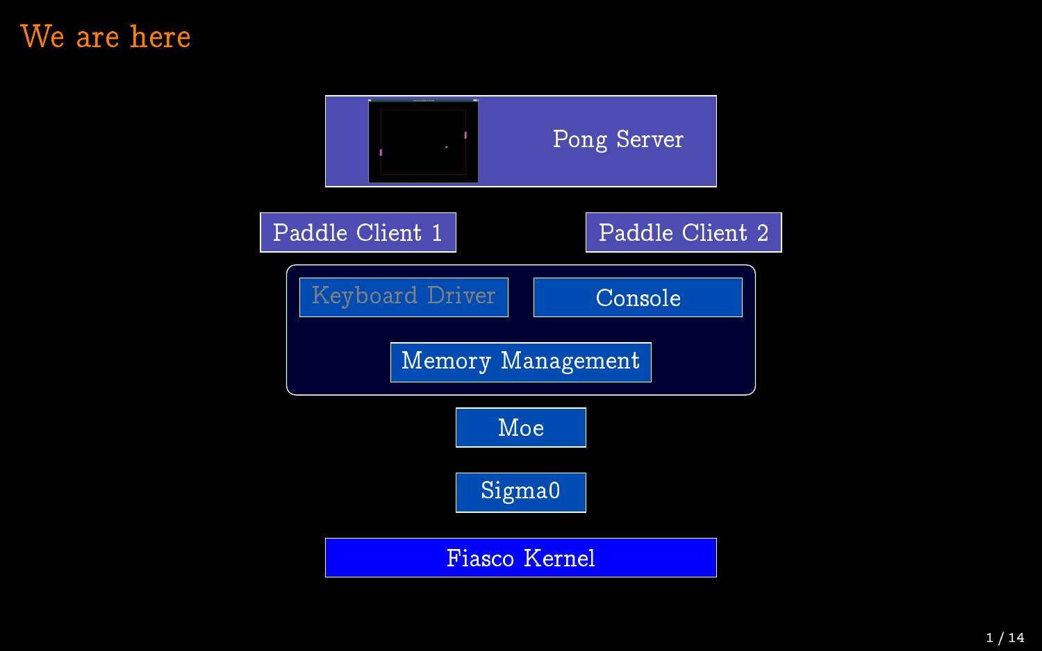# We are here

Pong Server

Paddle Client 1

Paddle Client 2

Keyboard Driver

Console

Memory Management

Moe

Sigma0

Fiasco Kernel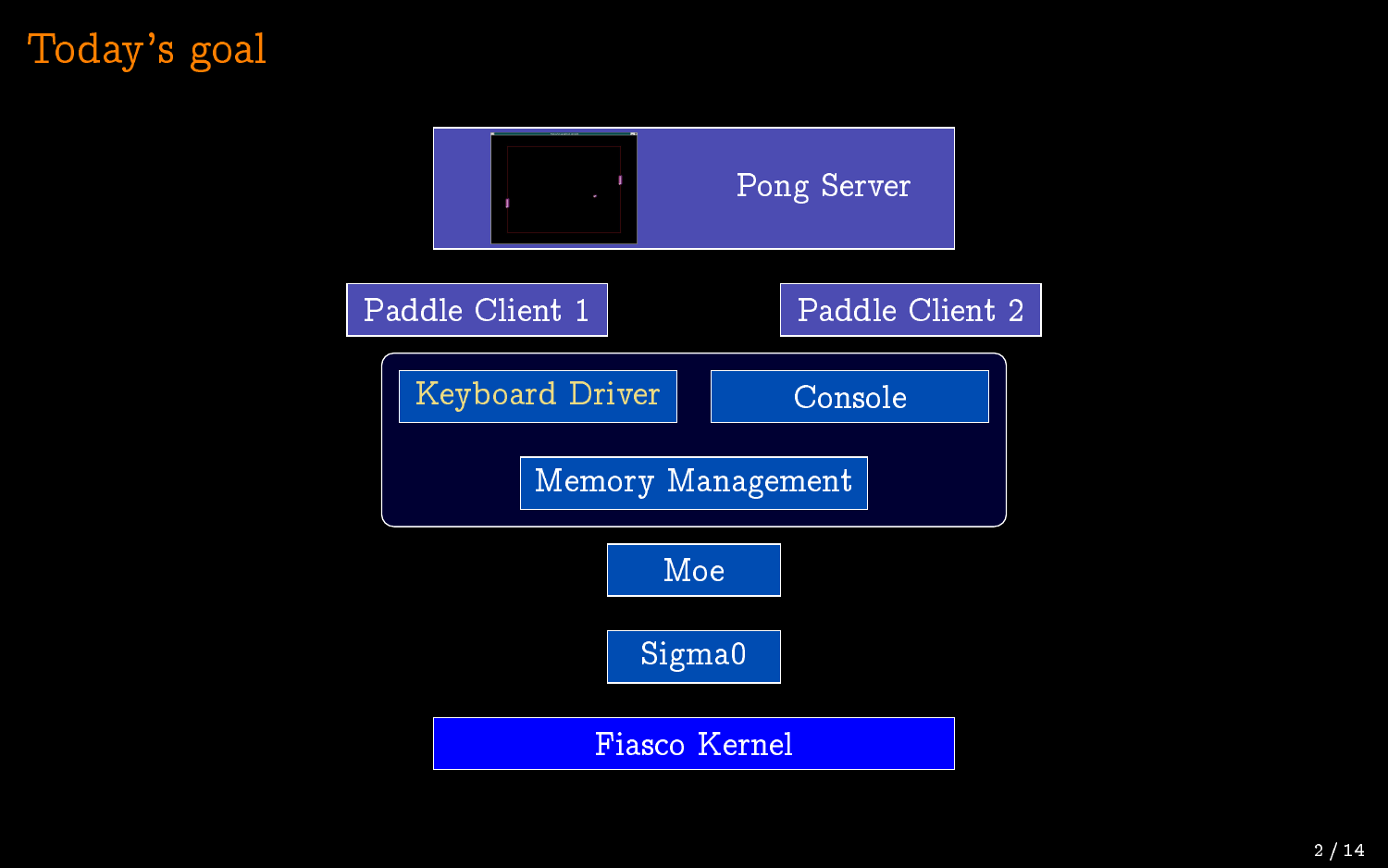# Today's goal

Pong Server

Paddle Client 1

Paddle Client 2

Keyboard Driver

Console

Memory Management

Moe

Sigma0

Fiasco Kernel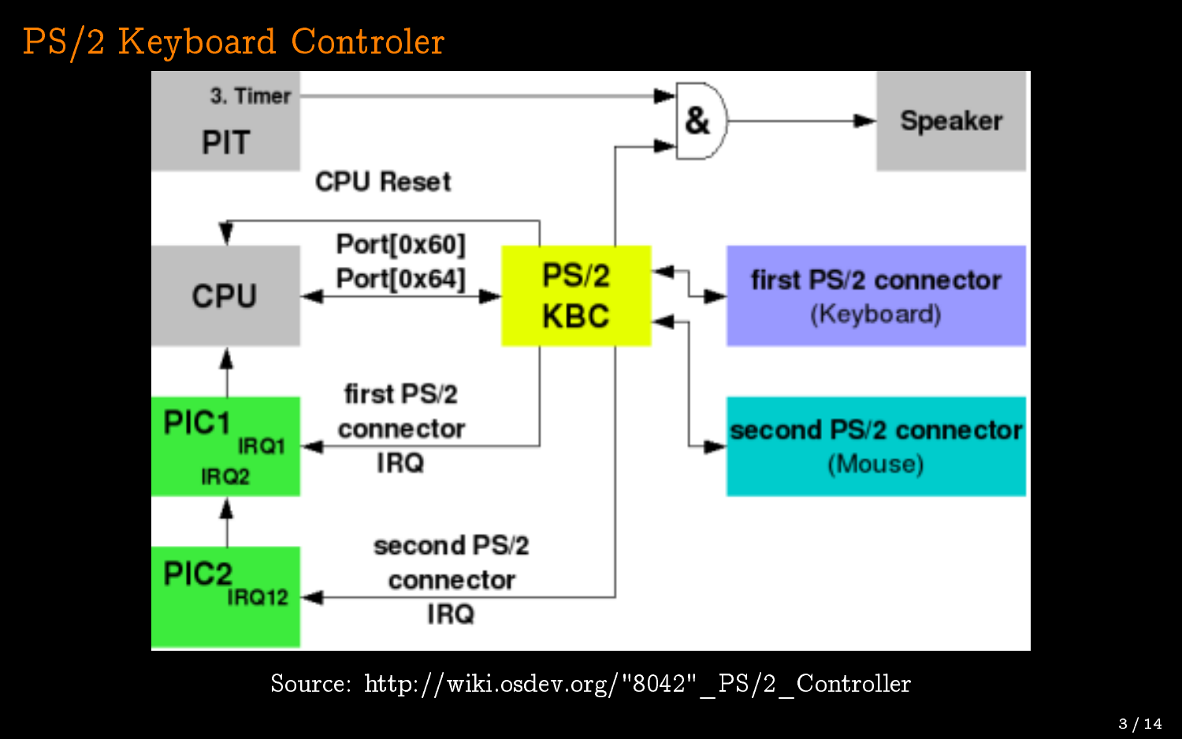# PS/2 Keyboard Controler

3. Timer

PIT

&

Speaker

CPU Reset

CPU

Port[0x60]
Port[0x64]

PS/2
KBC

first PS/2 connector
(Keyboard)

PIC1
IRQ1
IRQ2

first PS/2
connector
IRQ

second PS/2 connector
(Mouse)

PIC2
IRQ12

second PS/2
connector
IRQ

Source: http://wiki.osdev.org/"8042"_PS/2_Controller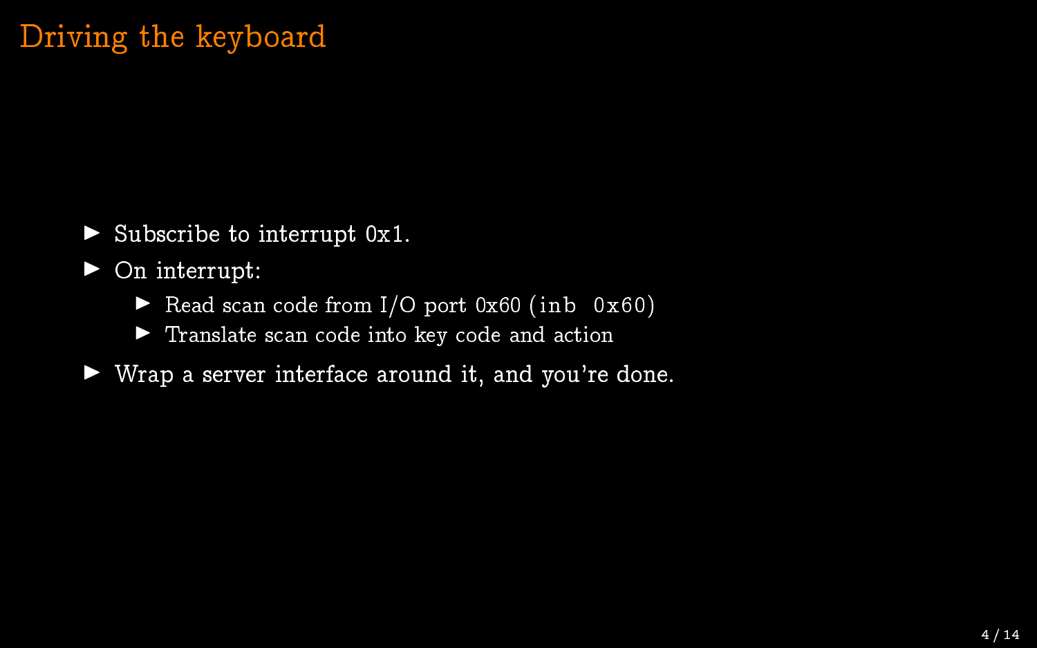# Driving the keyboard

- Subscribe to interrupt 0x1.
- On interrupt:
  - Read scan code from I/O port 0x60 (`inb 0x60`)
  - Translate scan code into key code and action
- Wrap a server interface around it, and you're done.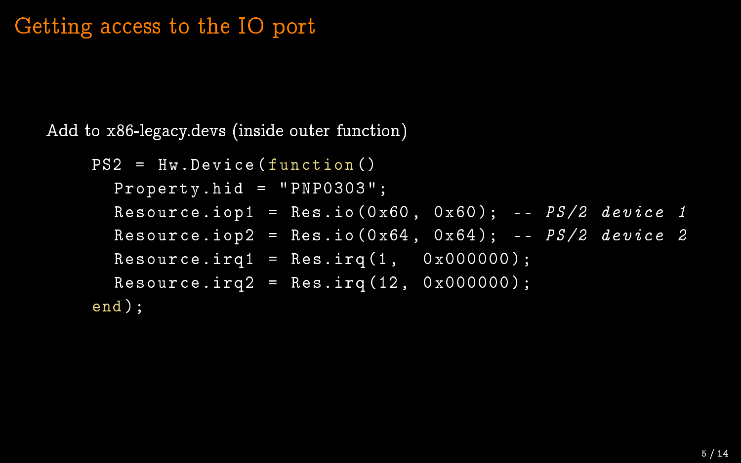# Getting access to the IO port

Add to x86-legacy.devs (inside outer function)

```
PS2 = Hw.Device(function()
  Property.hid = "PNP0303";
  Resource.iop1 = Res.io(0x60, 0x60); -- PS/2 device 1
  Resource.iop2 = Res.io(0x64, 0x64); -- PS/2 device 2
  Resource.irq1 = Res.irq(1,  0x000000);
  Resource.irq2 = Res.irq(12, 0x000000);
end);
```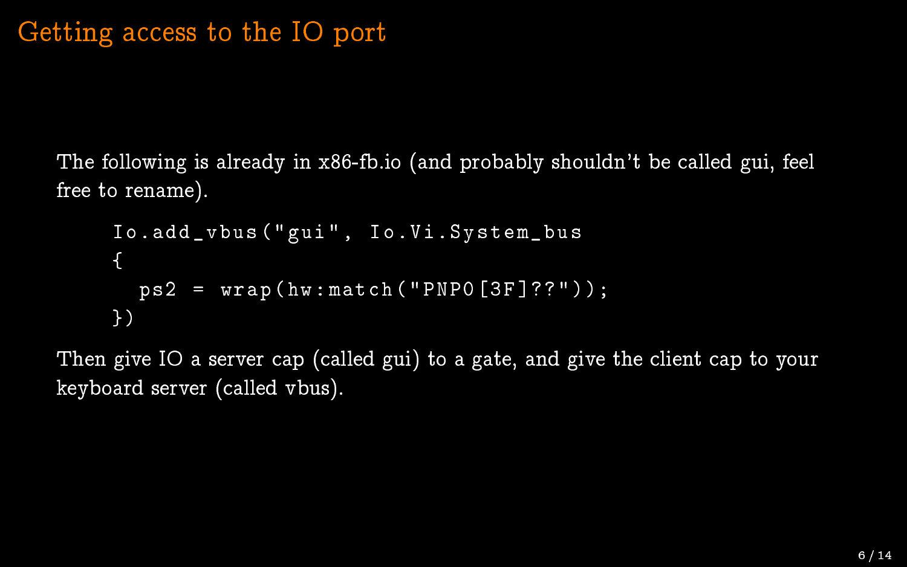# Getting access to the IO port

The following is already in x86-fb.io (and probably shouldn't be called gui, feel free to rename).

```
Io.add_vbus("gui", Io.Vi.System_bus
{
  ps2 = wrap(hw:match("PNP0[3F]??"));
})
```

Then give IO a server cap (called gui) to a gate, and give the client cap to your keyboard server (called vbus).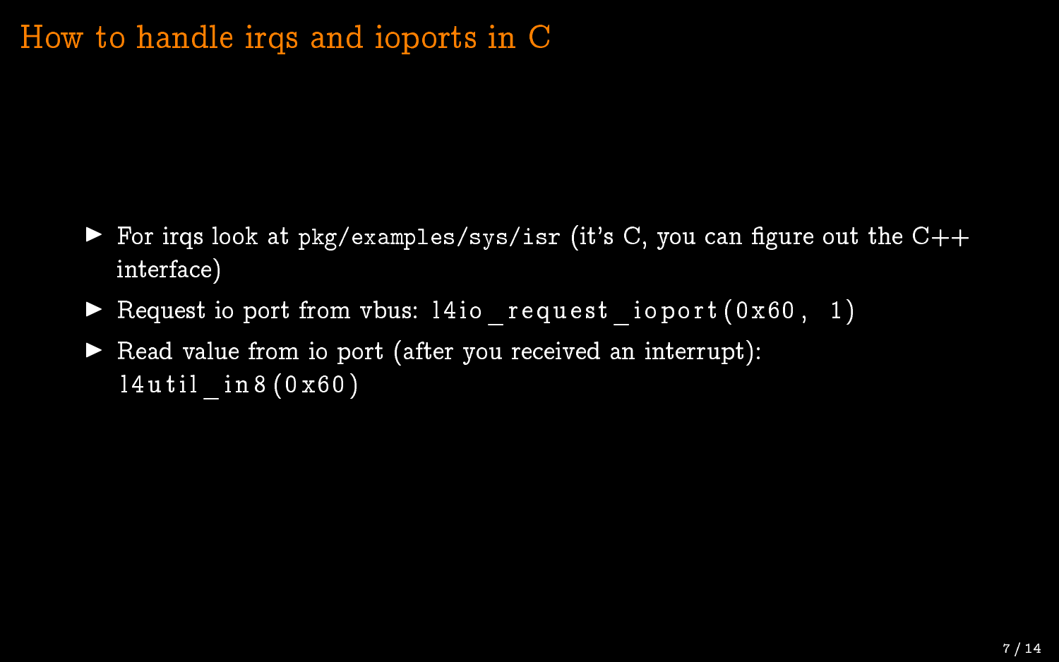# How to handle irqs and ioports in C

- For irqs look at `pkg/examples/sys/isr` (it's C, you can figure out the C++ interface)
- Request io port from vbus: `l4io_request_ioport(0x60, 1)`
- Read value from io port (after you received an interrupt): `l4util_in8(0x60)`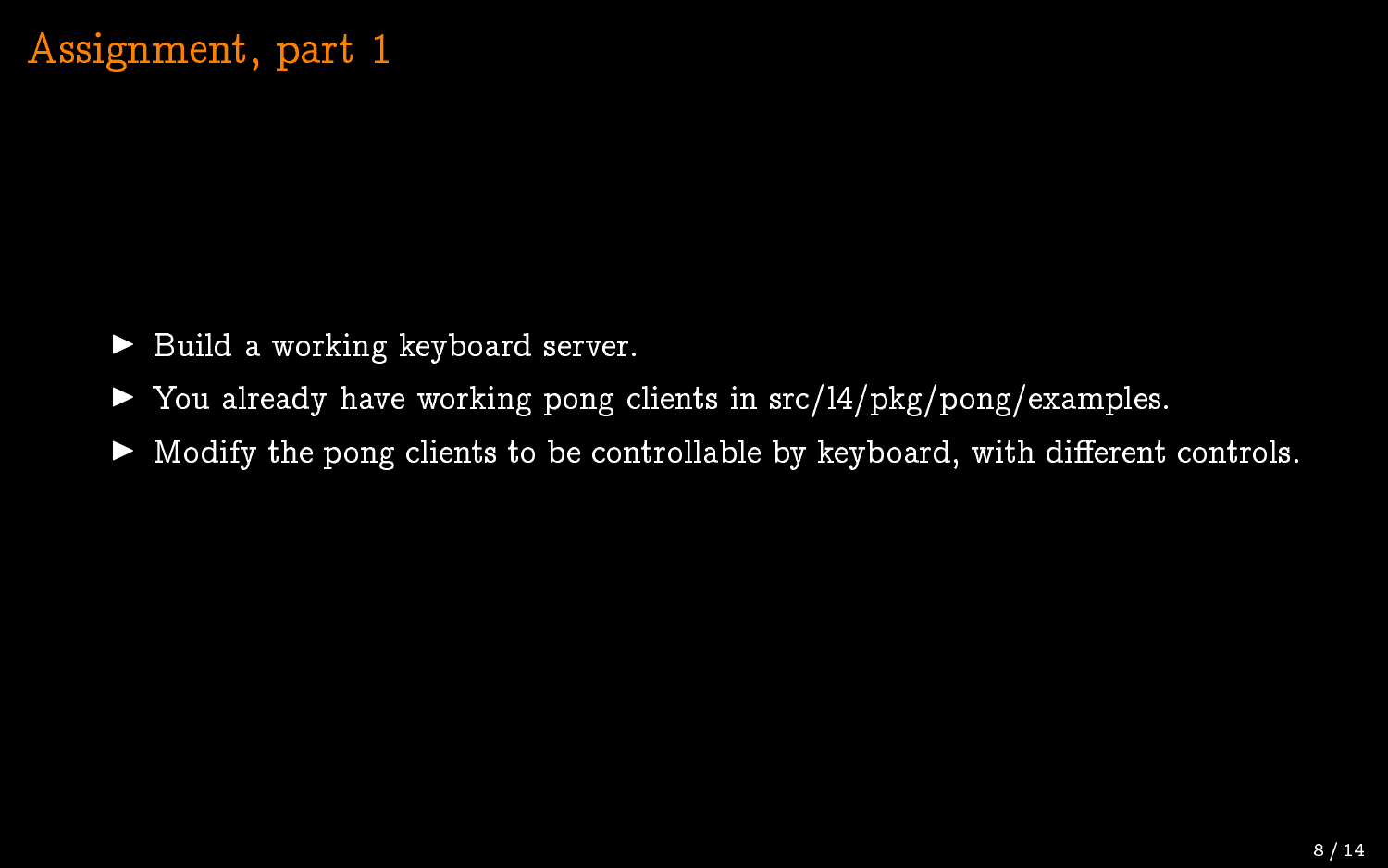# Assignment, part 1

- Build a working keyboard server.
- You already have working pong clients in src/14/pkg/pong/examples.
- Modify the pong clients to be controllable by keyboard, with different controls.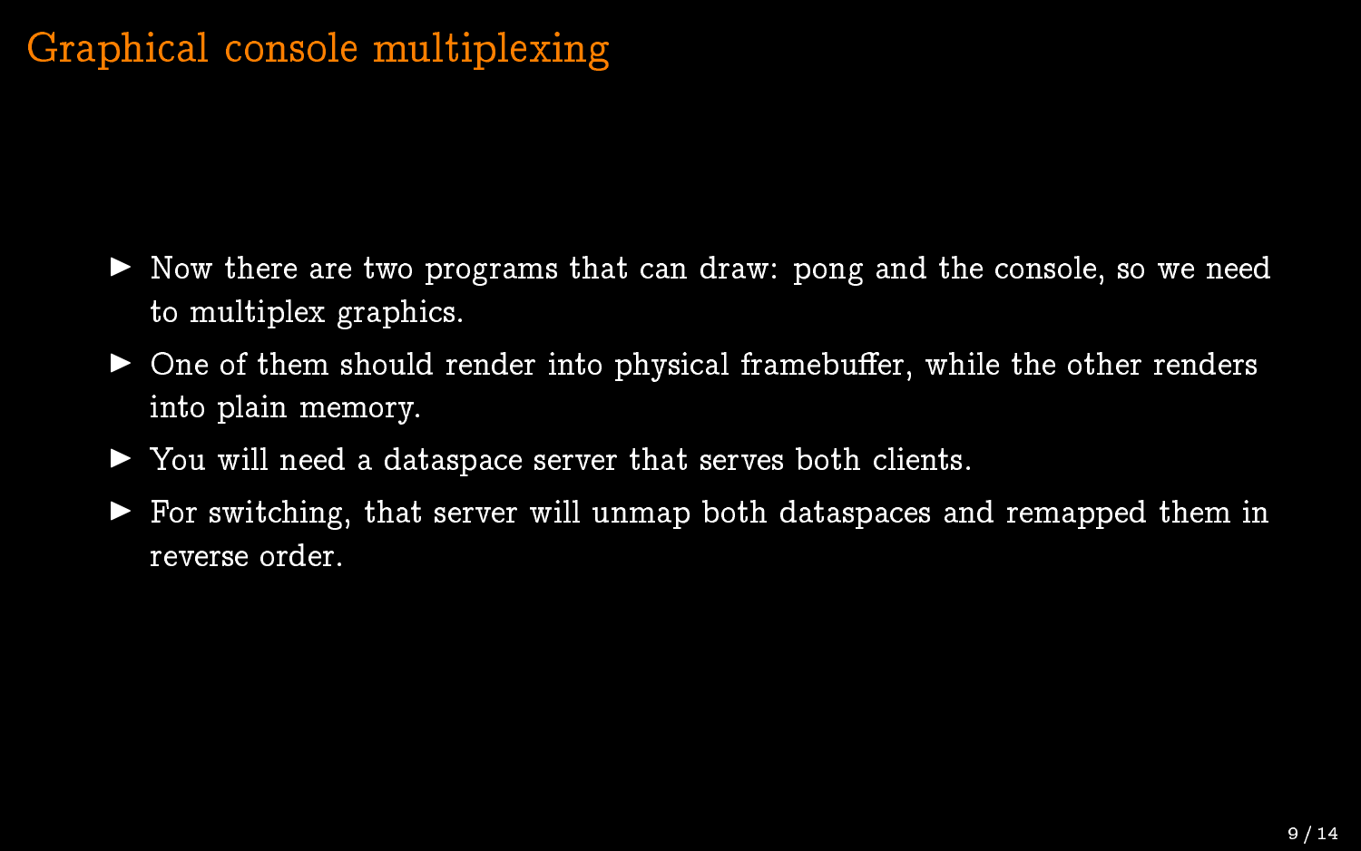# Graphical console multiplexing

- Now there are two programs that can draw: pong and the console, so we need to multiplex graphics.
- One of them should render into physical framebuffer, while the other renders into plain memory.
- You will need a dataspace server that serves both clients.
- For switching, that server will unmap both dataspaces and remapped them in reverse order.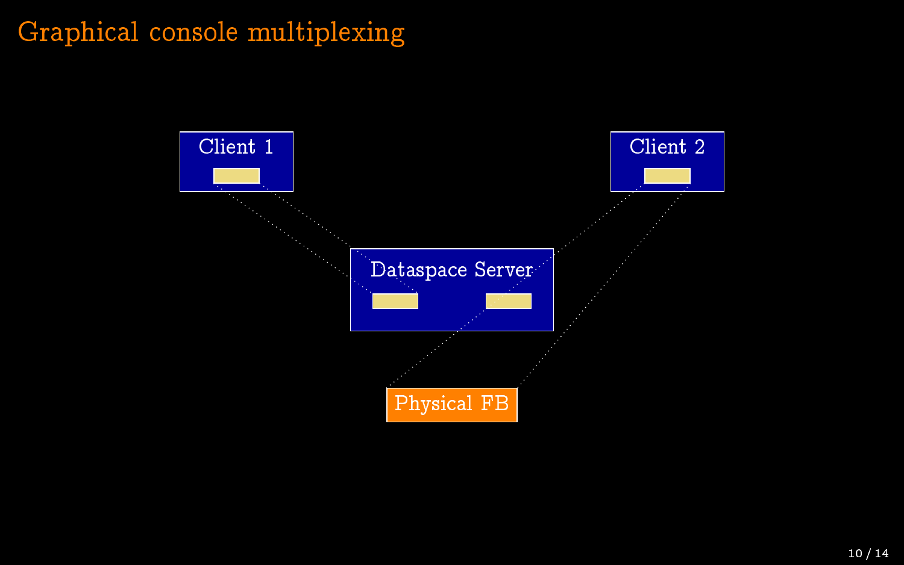# Graphical console multiplexing

Client 1

Client 2

Dataspace Server

Physical FB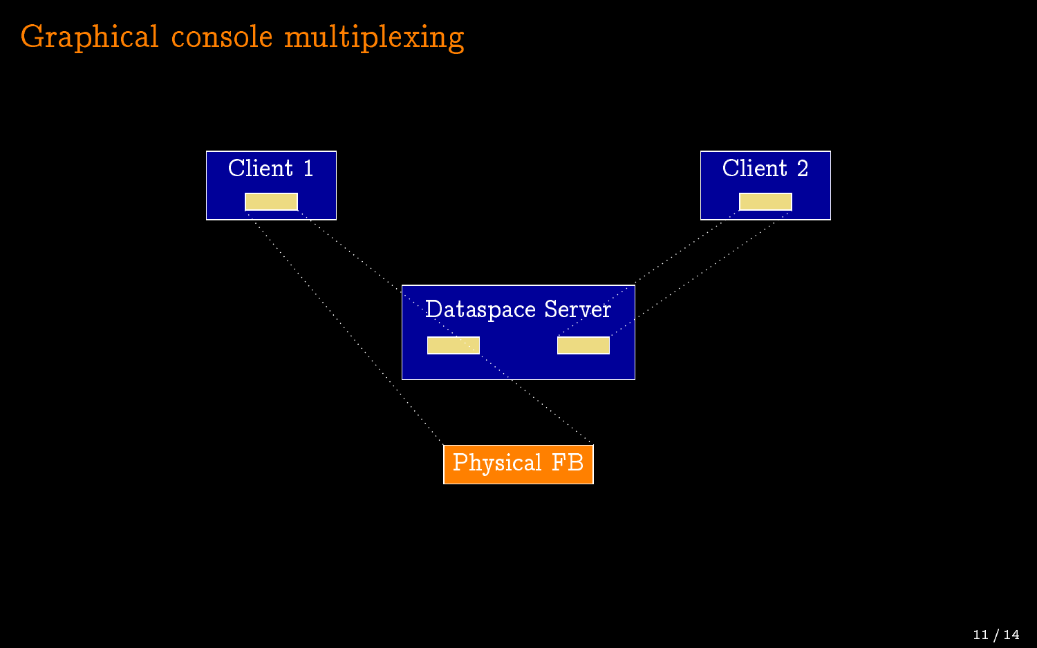# Graphical console multiplexing

Client 1

Client 2

Dataspace Server

Physical FB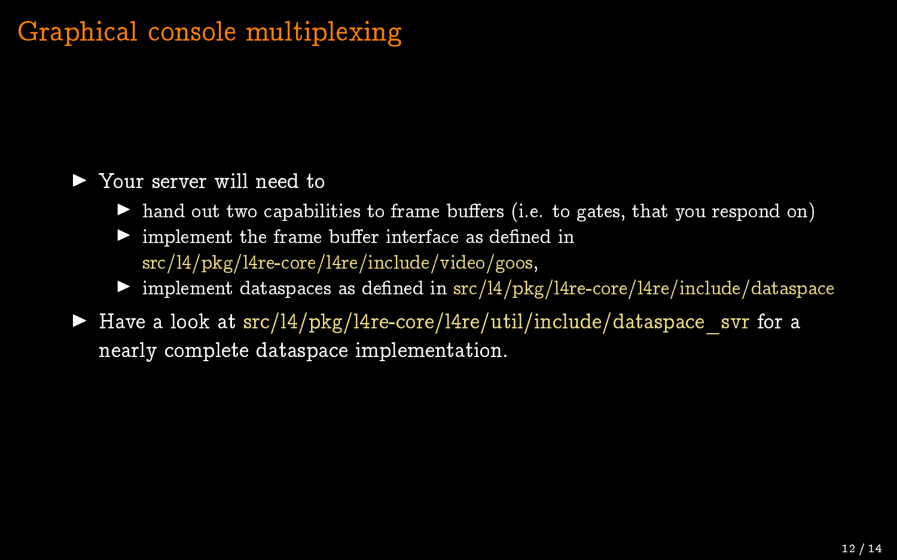# Graphical console multiplexing

- Your server will need to
  - hand out two capabilities to frame buffers (i.e. to gates, that you respond on)
  - implement the frame buffer interface as defined in src/l4/pkg/l4re-core/l4re/include/video/goos,
  - implement dataspaces as defined in src/l4/pkg/l4re-core/l4re/include/dataspace
- Have a look at src/l4/pkg/l4re-core/l4re/util/include/dataspace_svr for a nearly complete dataspace implementation.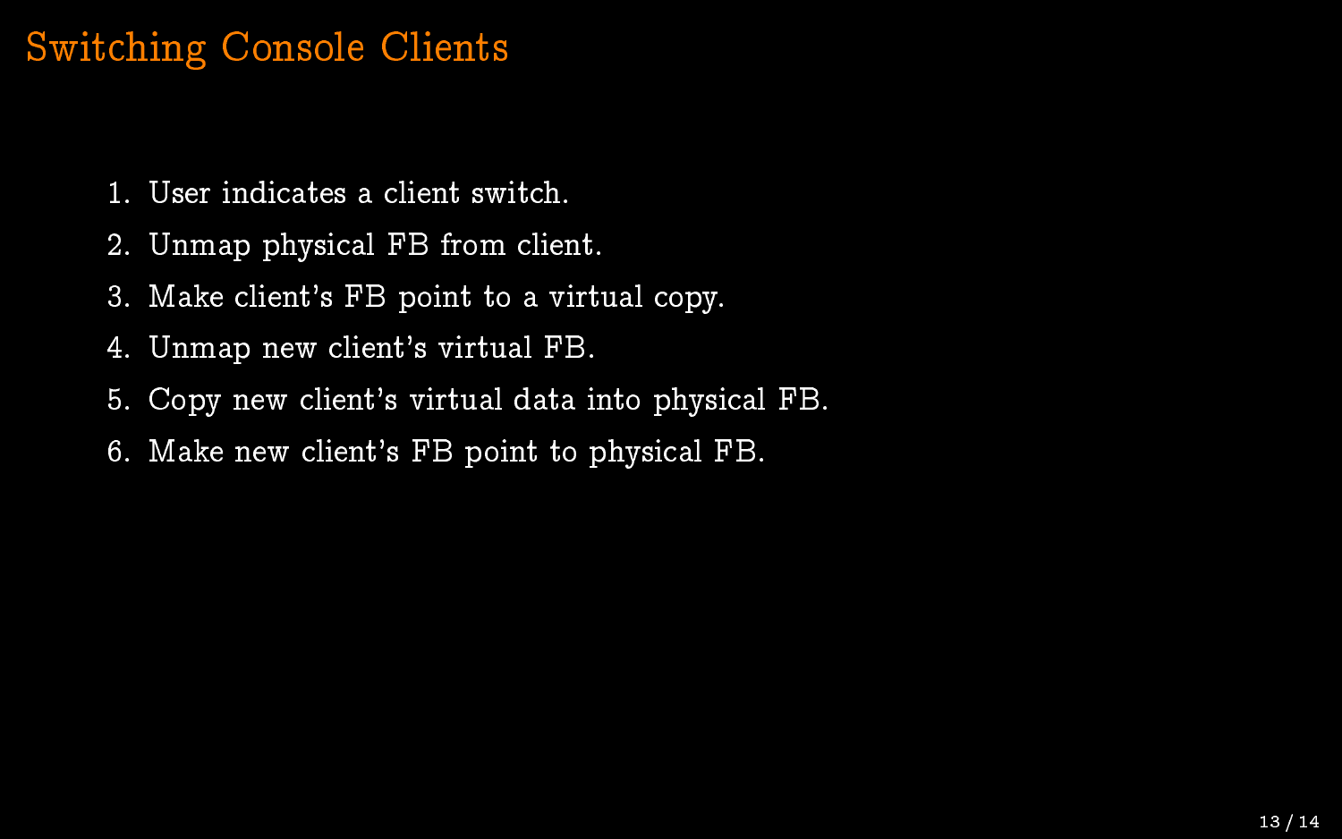# Switching Console Clients

1. User indicates a client switch.
2. Unmap physical FB from client.
3. Make client's FB point to a virtual copy.
4. Unmap new client's virtual FB.
5. Copy new client's virtual data into physical FB.
6. Make new client's FB point to physical FB.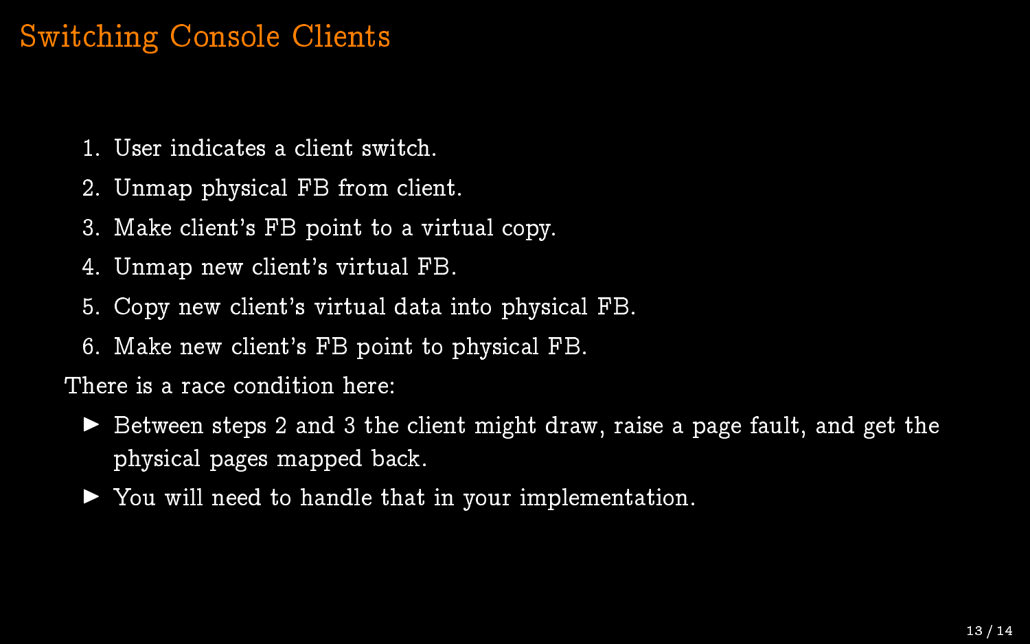# Switching Console Clients

1. User indicates a client switch.
2. Unmap physical FB from client.
3. Make client's FB point to a virtual copy.
4. Unmap new client's virtual FB.
5. Copy new client's virtual data into physical FB.
6. Make new client's FB point to physical FB.

There is a race condition here:

- Between steps 2 and 3 the client might draw, raise a page fault, and get the physical pages mapped back.
- You will need to handle that in your implementation.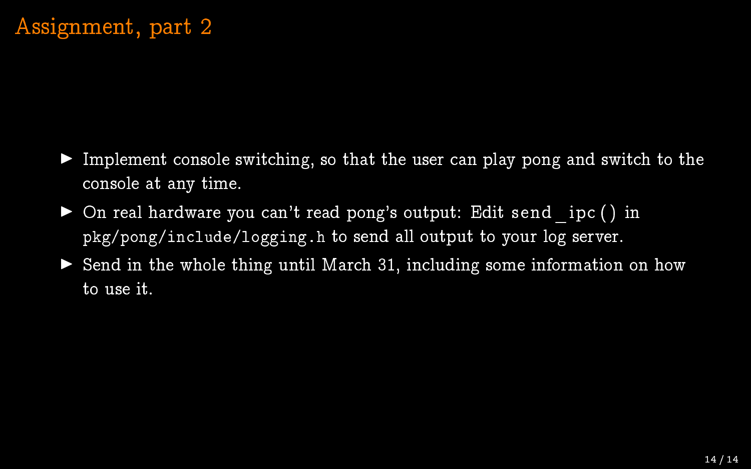# Assignment, part 2

- Implement console switching, so that the user can play pong and switch to the console at any time.
- On real hardware you can't read pong's output: Edit `send_ipc()` in `pkg/pong/include/logging.h` to send all output to your log server.
- Send in the whole thing until March 31, including some information on how to use it.